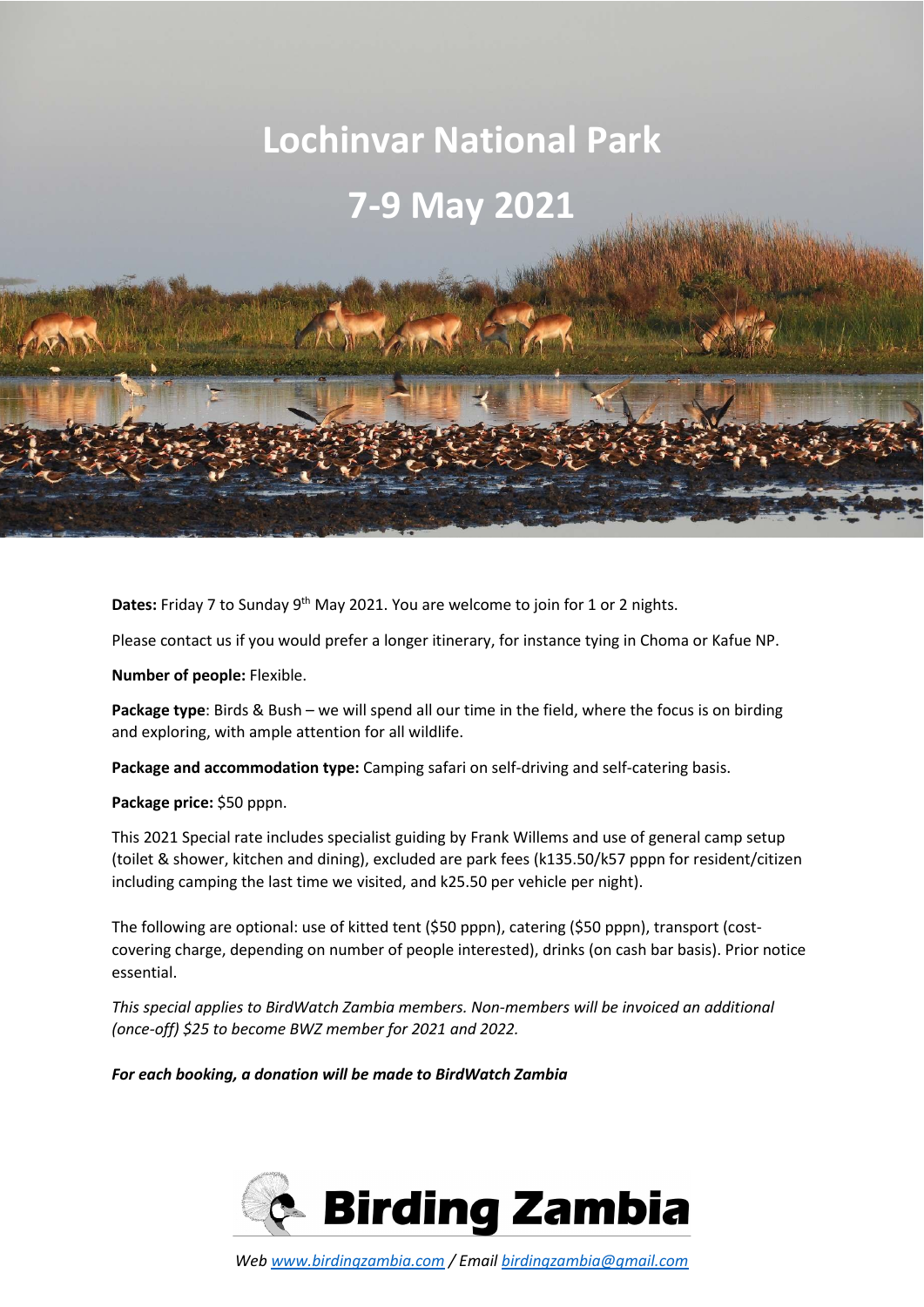# Lochinvar National Park

# 7-9 May 2021

**Dates:** Friday 7 to Sunday 9th May 2021. You are welcome to join for 1 or 2 nights.

Please contact us if you would prefer a longer itinerary, for instance tying in Choma or Kafue NP.

**Number of people:** Flexible.

**Package type**: Birds & Bush – we will spend all our time in the field, where the focus is on birding and exploring, with ample attention for all wildlife.

**Package and accommodation type:** Camping safari on self-driving and self-catering basis.

**Package price:** $50 pppn.

This 2021 Special rate includes specialist guiding by Frank Willems and use of general camp setup (toilet & shower, kitchen and dining), excluded are park fees (k135.50/k57 pppn for resident/citizen including camping the last time we visited, and k25.50 per vehicle per night).

The following are optional: use of kitted tent ($50 pppn), catering ($50 pppn), transport (cost-covering charge, depending on number of people interested), drinks (on cash bar basis). Prior notice essential.

*This special applies to BirdWatch Zambia members. Non-members will be invoiced an additional (once-off) $25 to become BWZ member for 2021 and 2022.*

***For each booking, a donation will be made to BirdWatch Zambia***

**Birding Zambia**

*Web www.birdingzambia.com / Email birdingzambia@gmail.com*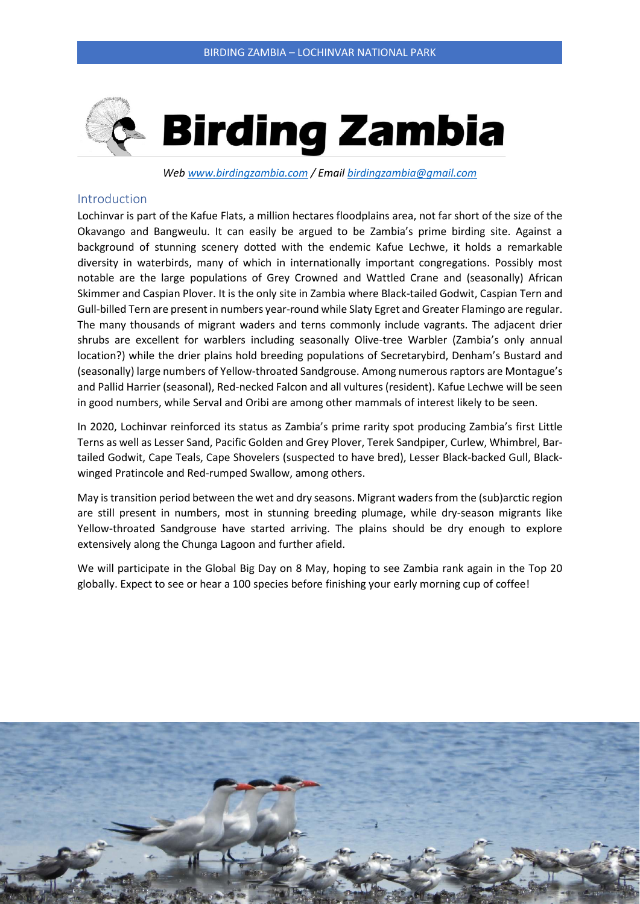# Birding Zambia

*Web [www.birdingzambia.com](http://www.birdingzambia.com) / Email [birdingzambia@gmail.com](mailto:birdingzambia@gmail.com)*

## Introduction

Lochinvar is part of the Kafue Flats, a million hectares floodplains area, not far short of the size of the Okavango and Bangweulu. It can easily be argued to be Zambia's prime birding site. Against a background of stunning scenery dotted with the endemic Kafue Lechwe, it holds a remarkable diversity in waterbirds, many of which in internationally important congregations. Possibly most notable are the large populations of Grey Crowned and Wattled Crane and (seasonally) African Skimmer and Caspian Plover. It is the only site in Zambia where Black-tailed Godwit, Caspian Tern and Gull-billed Tern are present in numbers year-round while Slaty Egret and Greater Flamingo are regular. The many thousands of migrant waders and terns commonly include vagrants. The adjacent drier shrubs are excellent for warblers including seasonally Olive-tree Warbler (Zambia's only annual location?) while the drier plains hold breeding populations of Secretarybird, Denham's Bustard and (seasonally) large numbers of Yellow-throated Sandgrouse. Among numerous raptors are Montague's and Pallid Harrier (seasonal), Red-necked Falcon and all vultures (resident). Kafue Lechwe will be seen in good numbers, while Serval and Oribi are among other mammals of interest likely to be seen.

In 2020, Lochinvar reinforced its status as Zambia's prime rarity spot producing Zambia's first Little Terns as well as Lesser Sand, Pacific Golden and Grey Plover, Terek Sandpiper, Curlew, Whimbrel, Bar-tailed Godwit, Cape Teals, Cape Shovelers (suspected to have bred), Lesser Black-backed Gull, Black-winged Pratincole and Red-rumped Swallow, among others.

May is transition period between the wet and dry seasons. Migrant waders from the (sub)arctic region are still present in numbers, most in stunning breeding plumage, while dry-season migrants like Yellow-throated Sandgrouse have started arriving. The plains should be dry enough to explore extensively along the Chunga Lagoon and further afield.

We will participate in the Global Big Day on 8 May, hoping to see Zambia rank again in the Top 20 globally. Expect to see or hear a 100 species before finishing your early morning cup of coffee!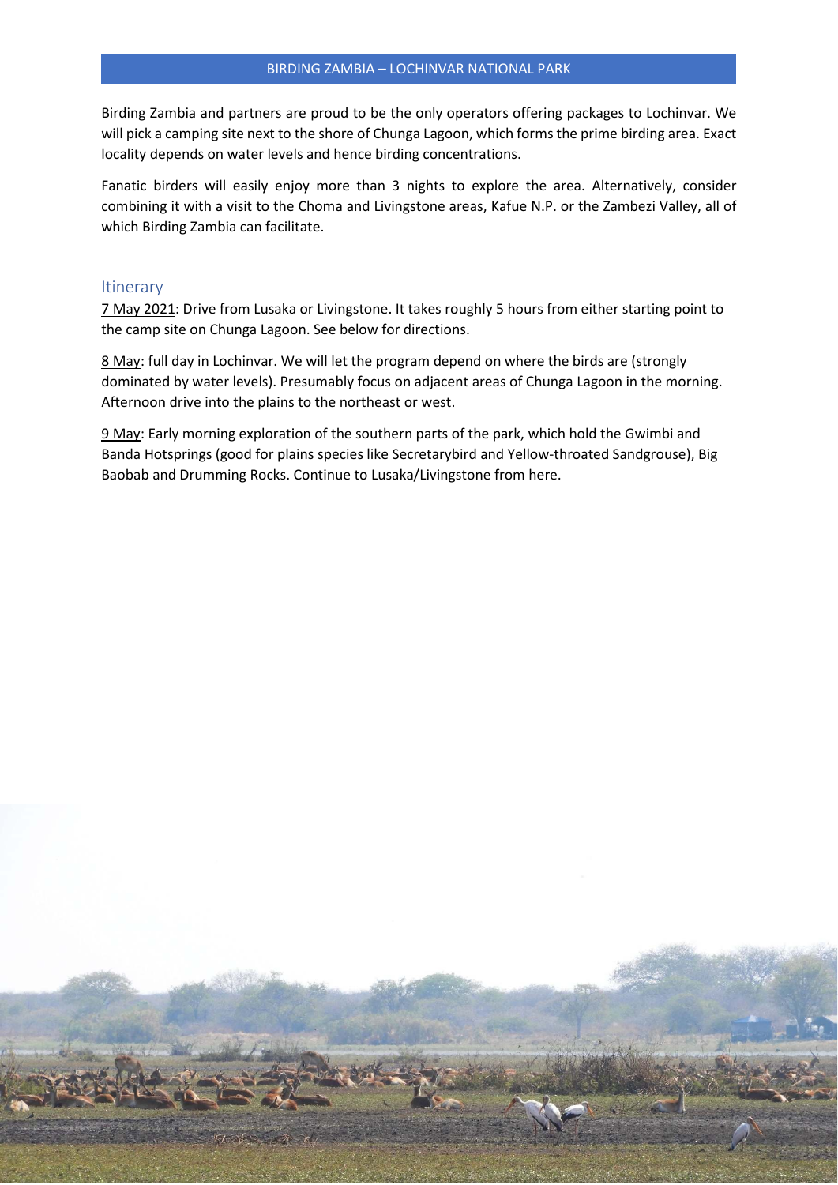Birding Zambia and partners are proud to be the only operators offering packages to Lochinvar. We will pick a camping site next to the shore of Chunga Lagoon, which forms the prime birding area. Exact locality depends on water levels and hence birding concentrations.

Fanatic birders will easily enjoy more than 3 nights to explore the area. Alternatively, consider combining it with a visit to the Choma and Livingstone areas, Kafue N.P. or the Zambezi Valley, all of which Birding Zambia can facilitate.

## Itinerary

7 May 2021: Drive from Lusaka or Livingstone. It takes roughly 5 hours from either starting point to the camp site on Chunga Lagoon. See below for directions.

8 May: full day in Lochinvar. We will let the program depend on where the birds are (strongly dominated by water levels). Presumably focus on adjacent areas of Chunga Lagoon in the morning. Afternoon drive into the plains to the northeast or west.

9 May: Early morning exploration of the southern parts of the park, which hold the Gwimbi and Banda Hotsprings (good for plains species like Secretarybird and Yellow-throated Sandgrouse), Big Baobab and Drumming Rocks. Continue to Lusaka/Livingstone from here.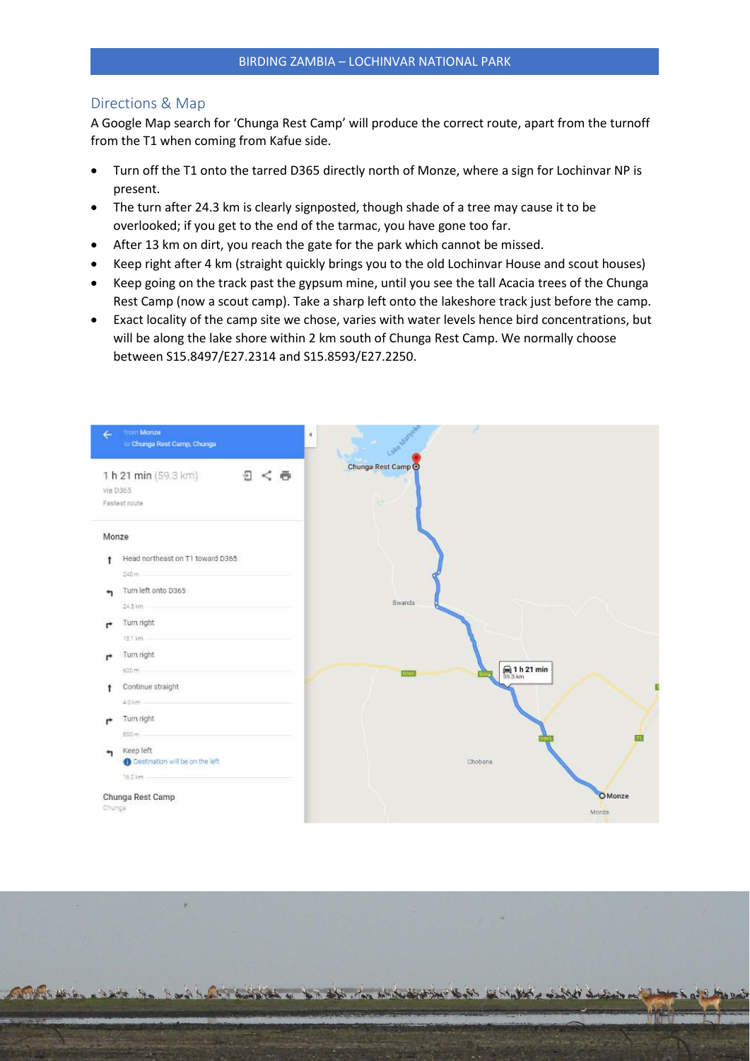## Directions & Map

A Google Map search for 'Chunga Rest Camp' will produce the correct route, apart from the turnoff from the T1 when coming from Kafue side.

- Turn off the T1 onto the tarred D365 directly north of Monze, where a sign for Lochinvar NP is present.
- The turn after 24.3 km is clearly signposted, though shade of a tree may cause it to be overlooked; if you get to the end of the tarmac, you have gone too far.
- After 13 km on dirt, you reach the gate for the park which cannot be missed.
- Keep right after 4 km (straight quickly brings you to the old Lochinvar House and scout houses)
- Keep going on the track past the gypsum mine, until you see the tall Acacia trees of the Chunga Rest Camp (now a scout camp). Take a sharp left onto the lakeshore track just before the camp.
- Exact locality of the camp site we chose, varies with water levels hence bird concentrations, but will be along the lake shore within 2 km south of Chunga Rest Camp. We normally choose between S15.8497/E27.2314 and S15.8593/E27.2250.

from Monze
to Chunga Rest Camp, Chunga

1 h 21 min (59.3 km)
via D365
Fastest route

Monze

Head northeast on T1 toward D365
240 m

Turn left onto D365
24.3 km

Turn right
13.1 km

Turn right
600 m

Continue straight
4.0 km

Turn right
850 m

Keep left
Destination will be on the left
16.2 km

Chunga Rest Camp
Chunga

Lake Mwanyeke
Chunga Rest Camp
Bwanda
D365
1 h 21 min
59.3 km
T1
Chobana
Monze